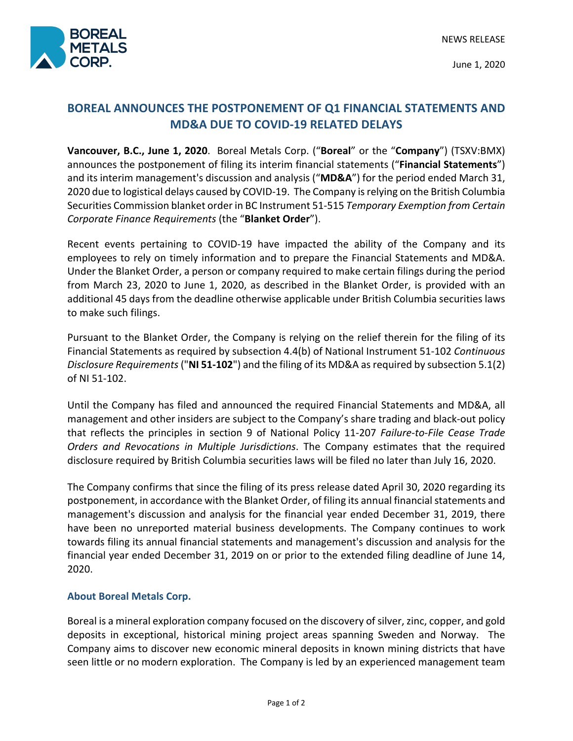NEWS RELEASE

June 1, 2020

# BOREAL ANNOUNCES THE POSTPONEMENT OF Q1 FINANCIAL STATEMENTS AND MD&A DUE TO COVID-19 RELATED DELAYS

**Vancouver, B.C., June 1, 2020**. Boreal Metals Corp. ("**Boreal**" or the "**Company**") (TSXV:BMX) announces the postponement of filing its interim financial statements ("**Financial Statements**") and its interim management's discussion and analysis ("**MD&A**") for the period ended March 31, 2020 due to logistical delays caused by COVID-19. The Company is relying on the British Columbia Securities Commission blanket order in BC Instrument 51-515 *Temporary Exemption from Certain Corporate Finance Requirements* (the "**Blanket Order**").

Recent events pertaining to COVID-19 have impacted the ability of the Company and its employees to rely on timely information and to prepare the Financial Statements and MD&A. Under the Blanket Order, a person or company required to make certain filings during the period from March 23, 2020 to June 1, 2020, as described in the Blanket Order, is provided with an additional 45 days from the deadline otherwise applicable under British Columbia securities laws to make such filings.

Pursuant to the Blanket Order, the Company is relying on the relief therein for the filing of its Financial Statements as required by subsection 4.4(b) of National Instrument 51-102 *Continuous Disclosure Requirements* ("**NI 51-102**") and the filing of its MD&A as required by subsection 5.1(2) of NI 51-102.

Until the Company has filed and announced the required Financial Statements and MD&A, all management and other insiders are subject to the Company's share trading and black-out policy that reflects the principles in section 9 of National Policy 11-207 *Failure-to-File Cease Trade Orders and Revocations in Multiple Jurisdictions*. The Company estimates that the required disclosure required by British Columbia securities laws will be filed no later than July 16, 2020.

The Company confirms that since the filing of its press release dated April 30, 2020 regarding its postponement, in accordance with the Blanket Order, of filing its annual financial statements and management's discussion and analysis for the financial year ended December 31, 2019, there have been no unreported material business developments. The Company continues to work towards filing its annual financial statements and management's discussion and analysis for the financial year ended December 31, 2019 on or prior to the extended filing deadline of June 14, 2020.

## About Boreal Metals Corp.

Boreal is a mineral exploration company focused on the discovery of silver, zinc, copper, and gold deposits in exceptional, historical mining project areas spanning Sweden and Norway. The Company aims to discover new economic mineral deposits in known mining districts that have seen little or no modern exploration. The Company is led by an experienced management team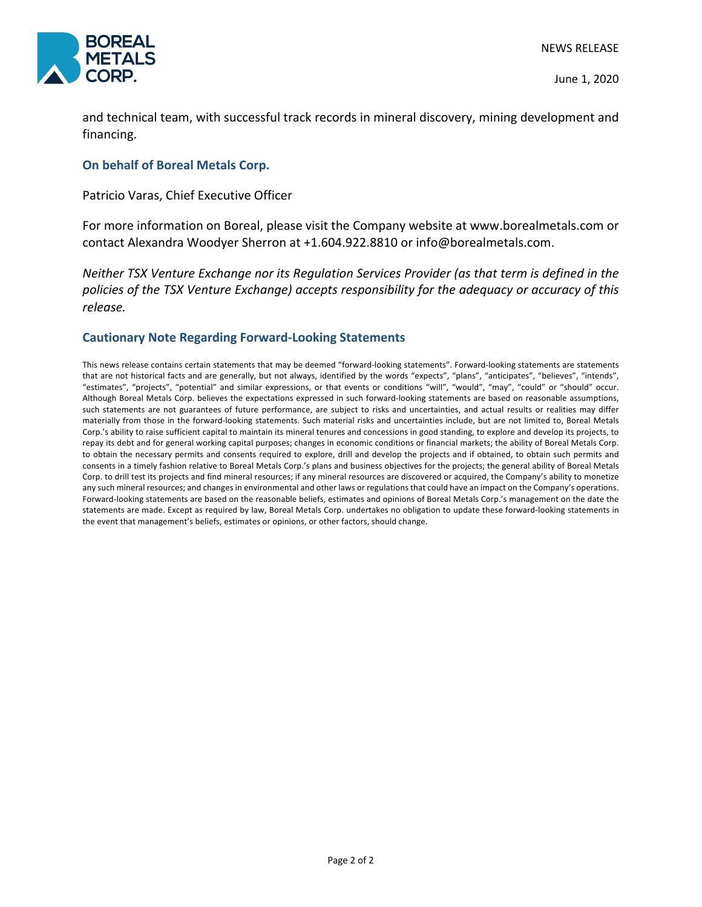and technical team, with successful track records in mineral discovery, mining development and financing.

### On behalf of Boreal Metals Corp.

Patricio Varas, Chief Executive Officer

For more information on Boreal, please visit the Company website at www.borealmetals.com or contact Alexandra Woodyer Sherron at +1.604.922.8810 or info@borealmetals.com.

*Neither TSX Venture Exchange nor its Regulation Services Provider (as that term is defined in the policies of the TSX Venture Exchange) accepts responsibility for the adequacy or accuracy of this release.*

### Cautionary Note Regarding Forward-Looking Statements

This news release contains certain statements that may be deemed "forward-looking statements". Forward-looking statements are statements that are not historical facts and are generally, but not always, identified by the words "expects", "plans", "anticipates", "believes", "intends", "estimates", "projects", "potential" and similar expressions, or that events or conditions "will", "would", "may", "could" or "should" occur. Although Boreal Metals Corp. believes the expectations expressed in such forward-looking statements are based on reasonable assumptions, such statements are not guarantees of future performance, are subject to risks and uncertainties, and actual results or realities may differ materially from those in the forward-looking statements. Such material risks and uncertainties include, but are not limited to, Boreal Metals Corp.'s ability to raise sufficient capital to maintain its mineral tenures and concessions in good standing, to explore and develop its projects, to repay its debt and for general working capital purposes; changes in economic conditions or financial markets; the ability of Boreal Metals Corp. to obtain the necessary permits and consents required to explore, drill and develop the projects and if obtained, to obtain such permits and consents in a timely fashion relative to Boreal Metals Corp.'s plans and business objectives for the projects; the general ability of Boreal Metals Corp. to drill test its projects and find mineral resources; if any mineral resources are discovered or acquired, the Company's ability to monetize any such mineral resources; and changes in environmental and other laws or regulations that could have an impact on the Company's operations. Forward-looking statements are based on the reasonable beliefs, estimates and opinions of Boreal Metals Corp.'s management on the date the statements are made. Except as required by law, Boreal Metals Corp. undertakes no obligation to update these forward-looking statements in the event that management's beliefs, estimates or opinions, or other factors, should change.